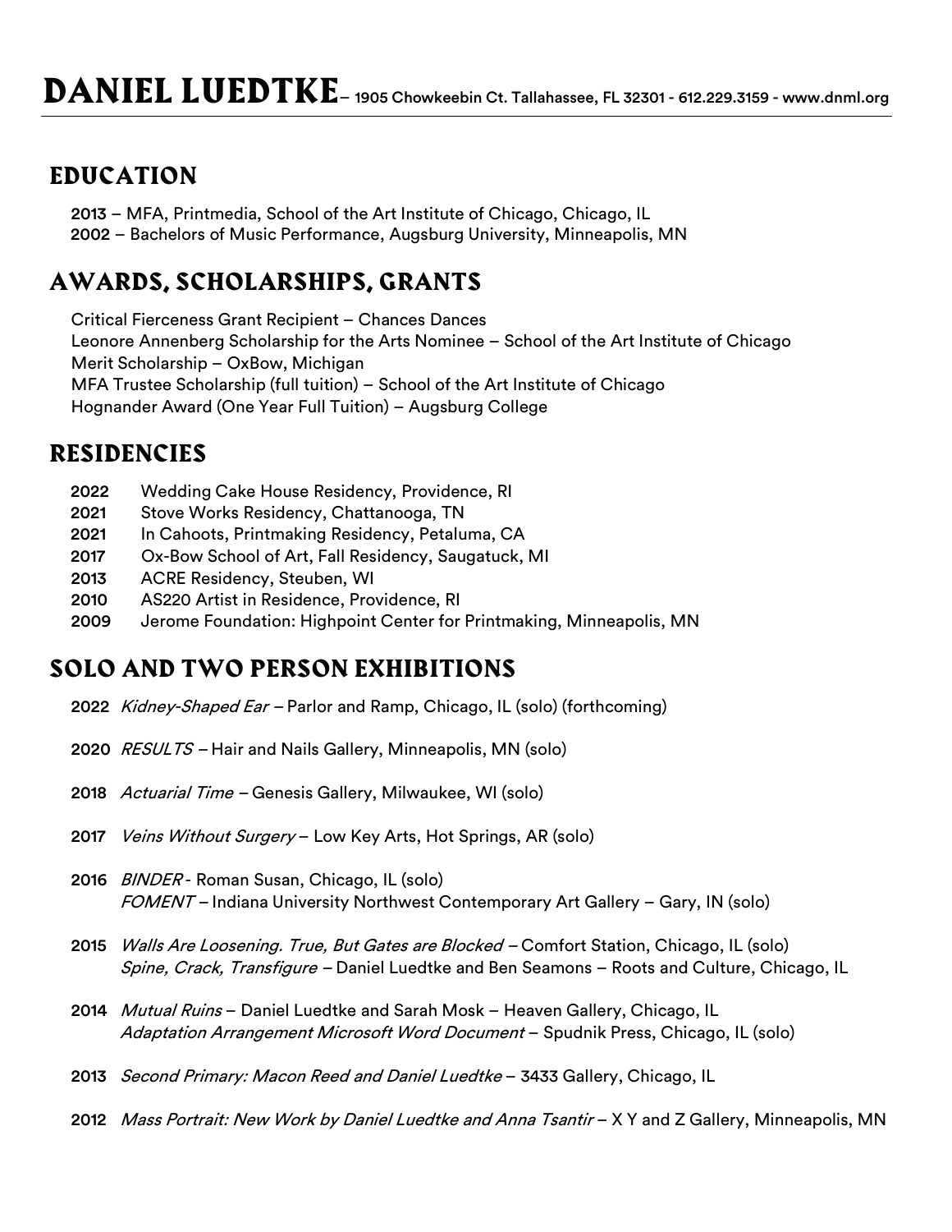# DANIEL LUEDTKE – 1905 Chowkeebin Ct. Tallahassee, FL 32301 - 612.229.3159 - www.dnml.org

## EDUCATION

**2013** – MFA, Printmedia, School of the Art Institute of Chicago, Chicago, IL
**2002** – Bachelors of Music Performance, Augsburg University, Minneapolis, MN

## AWARDS, SCHOLARSHIPS, GRANTS

Critical Fierceness Grant Recipient – Chances Dances
Leonore Annenberg Scholarship for the Arts Nominee – School of the Art Institute of Chicago
Merit Scholarship – OxBow, Michigan
MFA Trustee Scholarship (full tuition) – School of the Art Institute of Chicago
Hognander Award (One Year Full Tuition) – Augsburg College

## RESIDENCIES

**2022** Wedding Cake House Residency, Providence, RI
**2021** Stove Works Residency, Chattanooga, TN
**2021** In Cahoots, Printmaking Residency, Petaluma, CA
**2017** Ox-Bow School of Art, Fall Residency, Saugatuck, MI
**2013** ACRE Residency, Steuben, WI
**2010** AS220 Artist in Residence, Providence, RI
**2009** Jerome Foundation: Highpoint Center for Printmaking, Minneapolis, MN

## SOLO AND TWO PERSON EXHIBITIONS

**2022** *Kidney-Shaped Ear* – Parlor and Ramp, Chicago, IL (solo) (forthcoming)

**2020** *RESULTS* – Hair and Nails Gallery, Minneapolis, MN (solo)

**2018** *Actuarial Time* – Genesis Gallery, Milwaukee, WI (solo)

**2017** *Veins Without Surgery* – Low Key Arts, Hot Springs, AR (solo)

**2016** *BINDER* - Roman Susan, Chicago, IL (solo)
*FOMENT* – Indiana University Northwest Contemporary Art Gallery – Gary, IN (solo)

**2015** *Walls Are Loosening. True, But Gates are Blocked* – Comfort Station, Chicago, IL (solo)
*Spine, Crack, Transfigure* – Daniel Luedtke and Ben Seamons – Roots and Culture, Chicago, IL

**2014** *Mutual Ruins* – Daniel Luedtke and Sarah Mosk – Heaven Gallery, Chicago, IL
*Adaptation Arrangement Microsoft Word Document* – Spudnik Press, Chicago, IL (solo)

**2013** *Second Primary: Macon Reed and Daniel Luedtke* – 3433 Gallery, Chicago, IL

**2012** *Mass Portrait: New Work by Daniel Luedtke and Anna Tsantir* – X Y and Z Gallery, Minneapolis, MN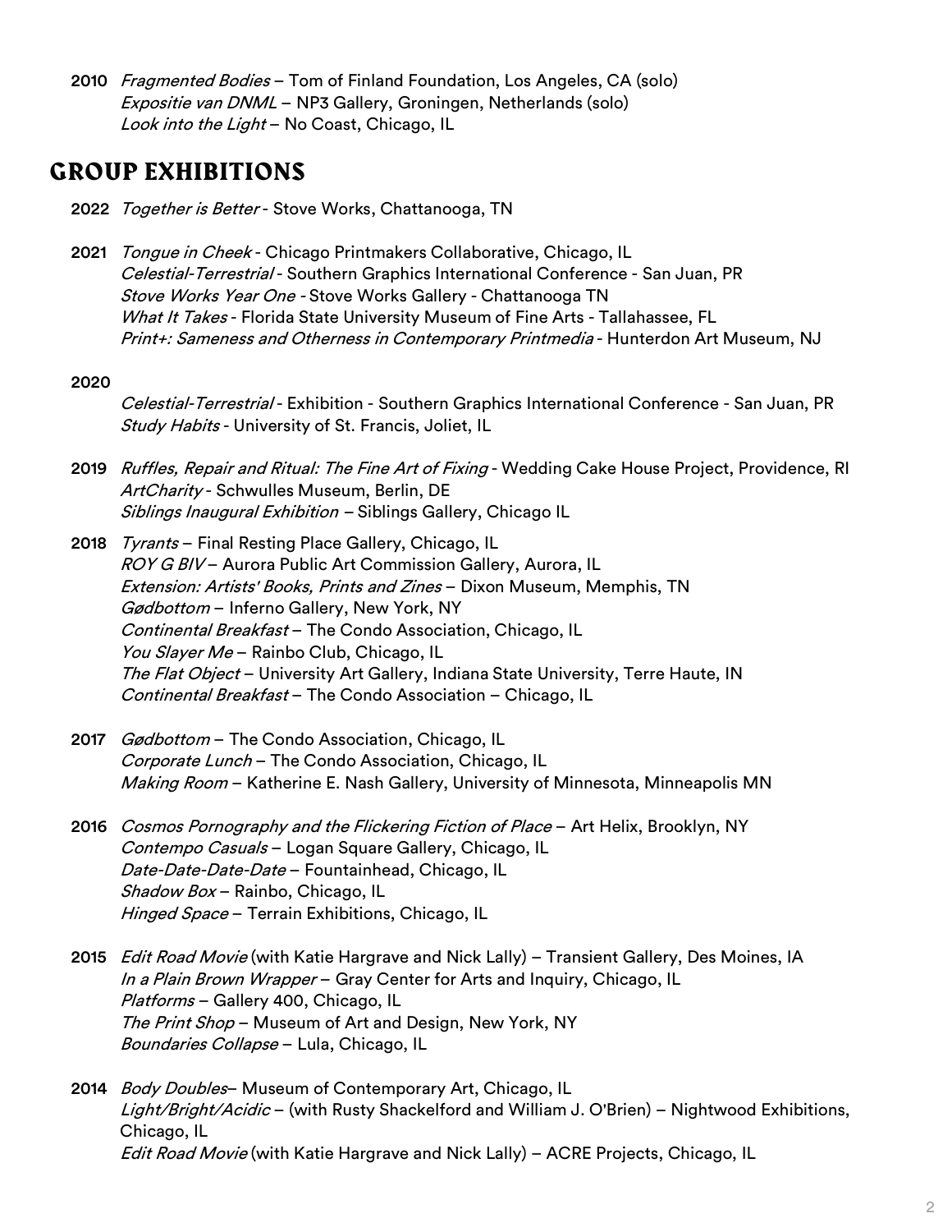**2010** *Fragmented Bodies* – Tom of Finland Foundation, Los Angeles, CA (solo)
*Expositie van DNML* – NP3 Gallery, Groningen, Netherlands (solo)
*Look into the Light* – No Coast, Chicago, IL

## GROUP EXHIBITIONS

**2022** *Together is Better* - Stove Works, Chattanooga, TN

**2021** *Tongue in Cheek* - Chicago Printmakers Collaborative, Chicago, IL
*Celestial-Terrestrial* - Southern Graphics International Conference - San Juan, PR
*Stove Works Year One* - Stove Works Gallery - Chattanooga TN
*What It Takes* - Florida State University Museum of Fine Arts - Tallahassee, FL
*Print+: Sameness and Otherness in Contemporary Printmedia* - Hunterdon Art Museum, NJ

**2020**
*Celestial-Terrestrial* - Exhibition - Southern Graphics International Conference - San Juan, PR
*Study Habits* - University of St. Francis, Joliet, IL

**2019** *Ruffles, Repair and Ritual: The Fine Art of Fixing* - Wedding Cake House Project, Providence, RI
*ArtCharity* - Schwulles Museum, Berlin, DE
*Siblings Inaugural Exhibition* – Siblings Gallery, Chicago IL

**2018** *Tyrants* – Final Resting Place Gallery, Chicago, IL
*ROY G BIV* – Aurora Public Art Commission Gallery, Aurora, IL
*Extension: Artists' Books, Prints and Zines* – Dixon Museum, Memphis, TN
*Gødbottom* – Inferno Gallery, New York, NY
*Continental Breakfast* – The Condo Association, Chicago, IL
*You Slayer Me* – Rainbo Club, Chicago, IL
*The Flat Object* – University Art Gallery, Indiana State University, Terre Haute, IN
*Continental Breakfast* – The Condo Association – Chicago, IL

**2017** *Gødbottom* – The Condo Association, Chicago, IL
*Corporate Lunch* – The Condo Association, Chicago, IL
*Making Room* – Katherine E. Nash Gallery, University of Minnesota, Minneapolis MN

**2016** *Cosmos Pornography and the Flickering Fiction of Place* – Art Helix, Brooklyn, NY
*Contempo Casuals* – Logan Square Gallery, Chicago, IL
*Date-Date-Date-Date* – Fountainhead, Chicago, IL
*Shadow Box* – Rainbo, Chicago, IL
*Hinged Space* – Terrain Exhibitions, Chicago, IL

**2015** *Edit Road Movie* (with Katie Hargrave and Nick Lally) – Transient Gallery, Des Moines, IA
*In a Plain Brown Wrapper* – Gray Center for Arts and Inquiry, Chicago, IL
*Platforms* – Gallery 400, Chicago, IL
*The Print Shop* – Museum of Art and Design, New York, NY
*Boundaries Collapse* – Lula, Chicago, IL

**2014** *Body Doubles*– Museum of Contemporary Art, Chicago, IL
*Light/Bright/Acidic* – (with Rusty Shackelford and William J. O'Brien) – Nightwood Exhibitions, Chicago, IL
*Edit Road Movie* (with Katie Hargrave and Nick Lally) – ACRE Projects, Chicago, IL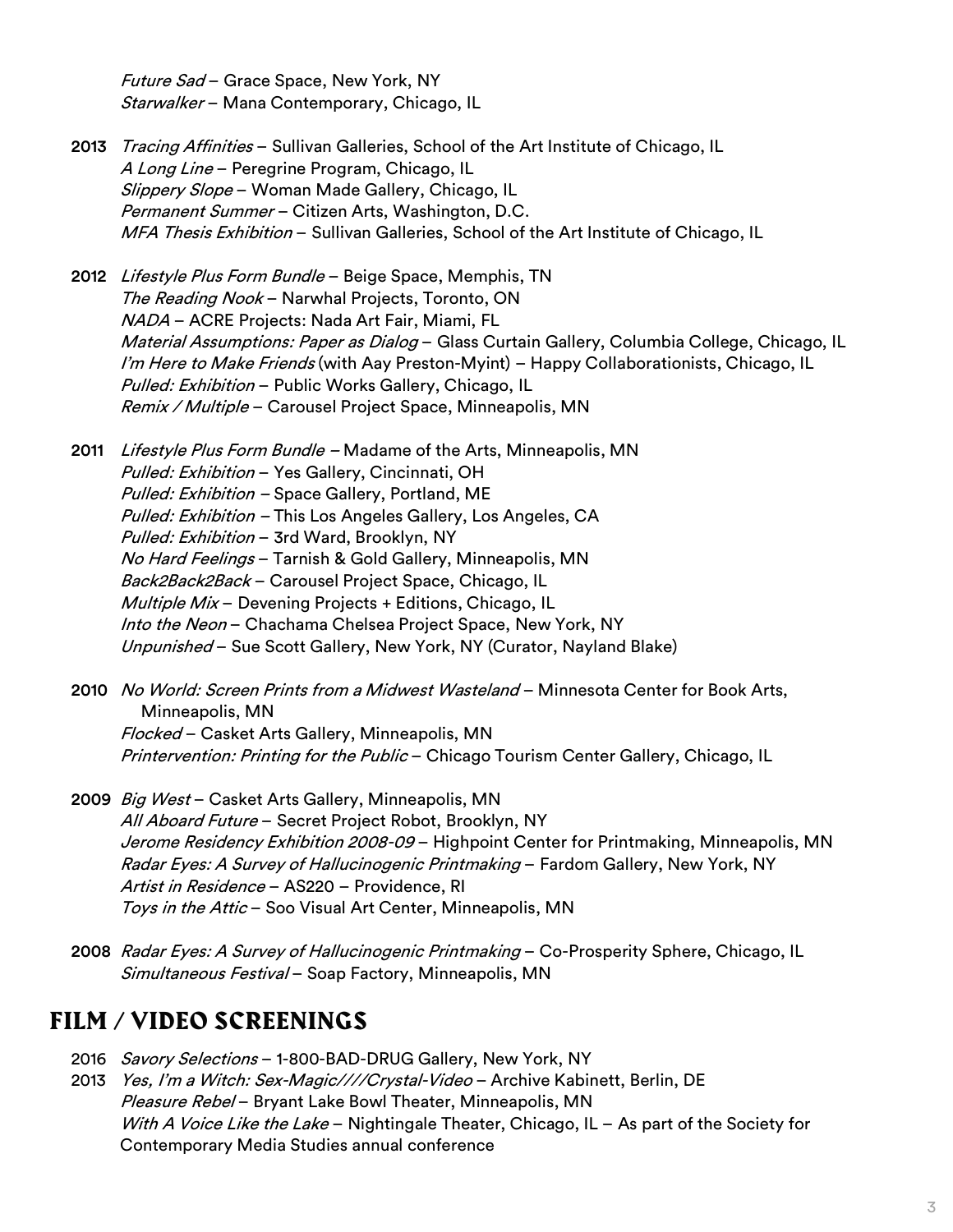*Future Sad* – Grace Space, New York, NY
*Starwalker* – Mana Contemporary, Chicago, IL

**2013** *Tracing Affinities* – Sullivan Galleries, School of the Art Institute of Chicago, IL
*A Long Line* – Peregrine Program, Chicago, IL
*Slippery Slope* – Woman Made Gallery, Chicago, IL
*Permanent Summer* – Citizen Arts, Washington, D.C.
*MFA Thesis Exhibition* – Sullivan Galleries, School of the Art Institute of Chicago, IL

**2012** *Lifestyle Plus Form Bundle* – Beige Space, Memphis, TN
*The Reading Nook* – Narwhal Projects, Toronto, ON
*NADA* – ACRE Projects: Nada Art Fair, Miami, FL
*Material Assumptions: Paper as Dialog* – Glass Curtain Gallery, Columbia College, Chicago, IL
*I'm Here to Make Friends* (with Aay Preston-Myint) – Happy Collaborationists, Chicago, IL
*Pulled: Exhibition* – Public Works Gallery, Chicago, IL
*Remix / Multiple* – Carousel Project Space, Minneapolis, MN

**2011** *Lifestyle Plus Form Bundle* – Madame of the Arts, Minneapolis, MN
*Pulled: Exhibition* – Yes Gallery, Cincinnati, OH
*Pulled: Exhibition* – Space Gallery, Portland, ME
*Pulled: Exhibition* – This Los Angeles Gallery, Los Angeles, CA
*Pulled: Exhibition* – 3rd Ward, Brooklyn, NY
*No Hard Feelings* – Tarnish & Gold Gallery, Minneapolis, MN
*Back2Back2Back* – Carousel Project Space, Chicago, IL
*Multiple Mix* – Devening Projects + Editions, Chicago, IL
*Into the Neon* – Chachama Chelsea Project Space, New York, NY
*Unpunished* – Sue Scott Gallery, New York, NY (Curator, Nayland Blake)

**2010** *No World: Screen Prints from a Midwest Wasteland* – Minnesota Center for Book Arts, Minneapolis, MN
*Flocked* – Casket Arts Gallery, Minneapolis, MN
*Printervention: Printing for the Public* – Chicago Tourism Center Gallery, Chicago, IL

**2009** *Big West* – Casket Arts Gallery, Minneapolis, MN
*All Aboard Future* – Secret Project Robot, Brooklyn, NY
*Jerome Residency Exhibition 2008-09* – Highpoint Center for Printmaking, Minneapolis, MN
*Radar Eyes: A Survey of Hallucinogenic Printmaking* – Fardom Gallery, New York, NY
*Artist in Residence* – AS220 – Providence, RI
*Toys in the Attic* – Soo Visual Art Center, Minneapolis, MN

**2008** *Radar Eyes: A Survey of Hallucinogenic Printmaking* – Co-Prosperity Sphere, Chicago, IL
*Simultaneous Festival* – Soap Factory, Minneapolis, MN

## FILM / VIDEO SCREENINGS

2016 *Savory Selections* – 1-800-BAD-DRUG Gallery, New York, NY
2013 *Yes, I'm a Witch: Sex-Magic////Crystal-Video* – Archive Kabinett, Berlin, DE
*Pleasure Rebel* – Bryant Lake Bowl Theater, Minneapolis, MN
*With A Voice Like the Lake* – Nightingale Theater, Chicago, IL – As part of the Society for Contemporary Media Studies annual conference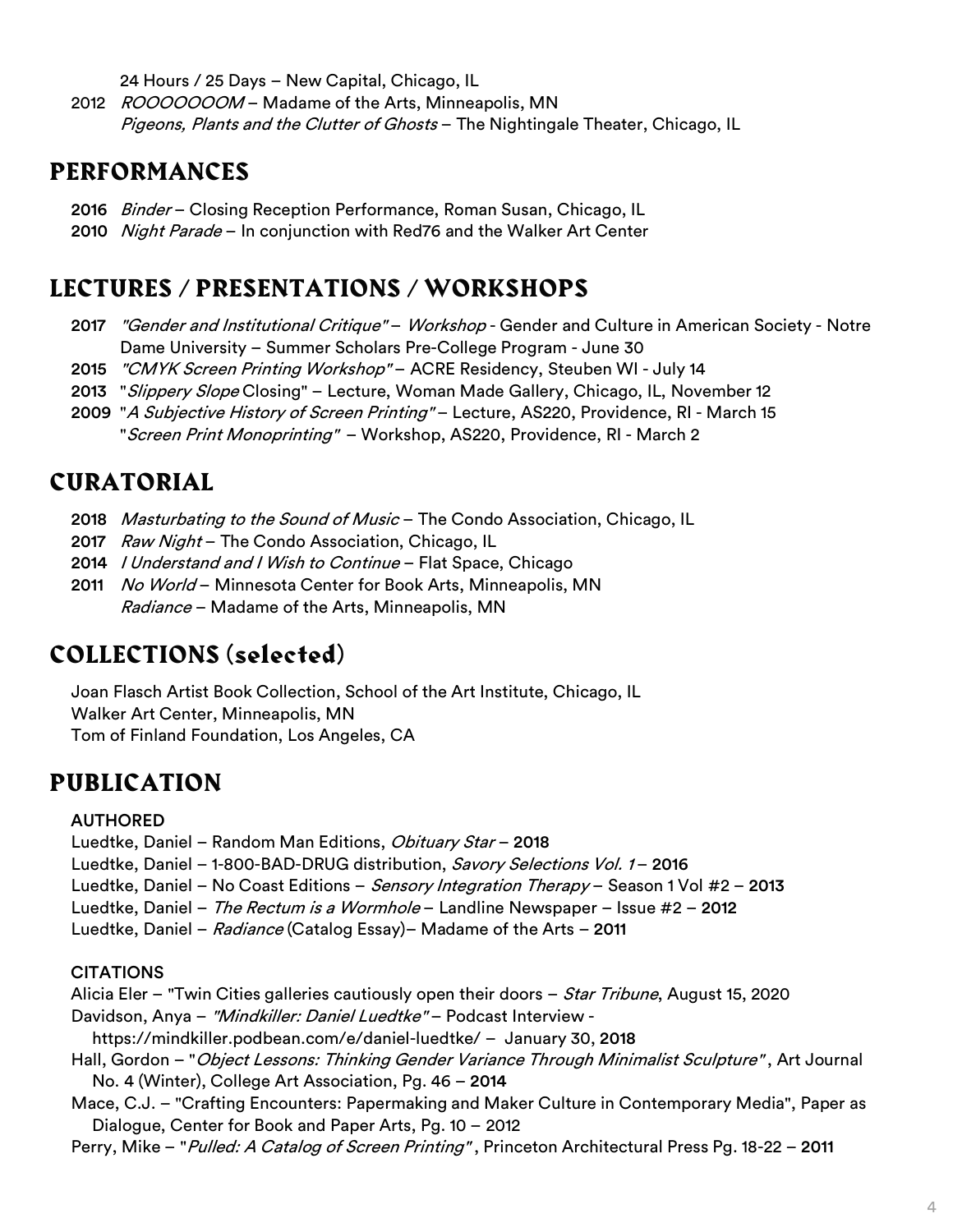24 Hours / 25 Days – New Capital, Chicago, IL

2012 *ROOOOOOOM* – Madame of the Arts, Minneapolis, MN
*Pigeons, Plants and the Clutter of Ghosts* – The Nightingale Theater, Chicago, IL

## PERFORMANCES

**2016** *Binder* – Closing Reception Performance, Roman Susan, Chicago, IL
**2010** *Night Parade* – In conjunction with Red76 and the Walker Art Center

## LECTURES / PRESENTATIONS / WORKSHOPS

**2017** *"Gender and Institutional Critique"* – *Workshop* - Gender and Culture in American Society - Notre Dame University – Summer Scholars Pre-College Program - June 30
**2015** *"CMYK Screen Printing Workshop"* – ACRE Residency, Steuben WI - July 14
**2013** "*Slippery Slope* Closing" – Lecture, Woman Made Gallery, Chicago, IL, November 12
**2009** "*A Subjective History of Screen Printing"* – Lecture, AS220, Providence, RI - March 15
"*Screen Print Monoprinting"* – Workshop, AS220, Providence, RI - March 2

## CURATORIAL

**2018** *Masturbating to the Sound of Music* – The Condo Association, Chicago, IL
**2017** *Raw Night* – The Condo Association, Chicago, IL
**2014** *I Understand and I Wish to Continue* – Flat Space, Chicago
**2011** *No World* – Minnesota Center for Book Arts, Minneapolis, MN
*Radiance* – Madame of the Arts, Minneapolis, MN

## COLLECTIONS (selected)

Joan Flasch Artist Book Collection, School of the Art Institute, Chicago, IL
Walker Art Center, Minneapolis, MN
Tom of Finland Foundation, Los Angeles, CA

## PUBLICATION

### AUTHORED

Luedtke, Daniel – Random Man Editions, *Obituary Star* – **2018**
Luedtke, Daniel – 1-800-BAD-DRUG distribution, *Savory Selections Vol. 1* – **2016**
Luedtke, Daniel – No Coast Editions – *Sensory Integration Therapy* – Season 1 Vol #2 – **2013**
Luedtke, Daniel – *The Rectum is a Wormhole* – Landline Newspaper – Issue #2 – **2012**
Luedtke, Daniel – *Radiance* (Catalog Essay)– Madame of the Arts – **2011**

### CITATIONS

Alicia Eler – "Twin Cities galleries cautiously open their doors – *Star Tribune*, August 15, 2020
Davidson, Anya – *"Mindkiller: Daniel Luedtke"* – Podcast Interview - https://mindkiller.podbean.com/e/daniel-luedtke/ – January 30, **2018**
Hall, Gordon – "*Object Lessons: Thinking Gender Variance Through Minimalist Sculpture"* , Art Journal No. 4 (Winter), College Art Association, Pg. 46 – **2014**
Mace, C.J. – "Crafting Encounters: Papermaking and Maker Culture in Contemporary Media", Paper as Dialogue, Center for Book and Paper Arts, Pg. 10 – 2012
Perry, Mike – "*Pulled: A Catalog of Screen Printing"* , Princeton Architectural Press Pg. 18-22 – **2011**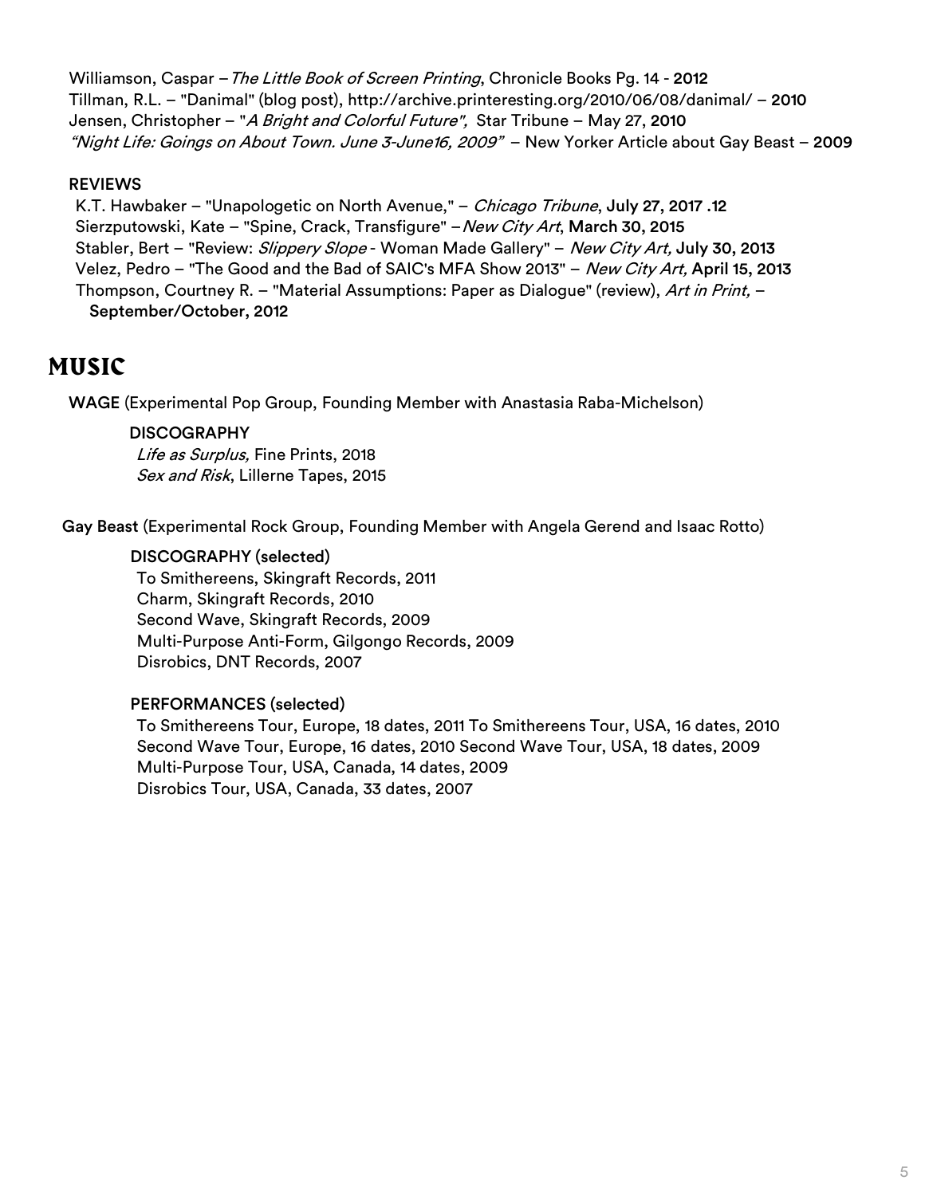Williamson, Caspar – *The Little Book of Screen Printing*, Chronicle Books Pg. 14 - **2012**
Tillman, R.L. – "Danimal" (blog post), http://archive.printeresting.org/2010/06/08/danimal/ – **2010**
Jensen, Christopher – "*A Bright and Colorful Future",* Star Tribune – May 27, **2010**
*"Night Life: Goings on About Town. June 3-June16, 2009"* – New Yorker Article about Gay Beast – **2009**

**REVIEWS**

K.T. Hawbaker – "Unapologetic on North Avenue," – *Chicago Tribune*, **July 27, 2017 .12**
Sierzputowski, Kate – "Spine, Crack, Transfigure" –*New City Art*, **March 30, 2015**
Stabler, Bert – "Review: *Slippery Slope* - Woman Made Gallery" – *New City Art,* **July 30, 2013**
Velez, Pedro – "The Good and the Bad of SAIC's MFA Show 2013" – *New City Art,* **April 15, 2013**
Thompson, Courtney R. – "Material Assumptions: Paper as Dialogue" (review), *Art in Print,* – **September/October, 2012**

# MUSIC

**WAGE** (Experimental Pop Group, Founding Member with Anastasia Raba-Michelson)

**DISCOGRAPHY**

*Life as Surplus,* Fine Prints, 2018
*Sex and Risk*, Lillerne Tapes, 2015

**Gay Beast** (Experimental Rock Group, Founding Member with Angela Gerend and Isaac Rotto)

**DISCOGRAPHY (selected)**

To Smithereens, Skingraft Records, 2011
Charm, Skingraft Records, 2010
Second Wave, Skingraft Records, 2009
Multi-Purpose Anti-Form, Gilgongo Records, 2009
Disrobics, DNT Records, 2007

**PERFORMANCES (selected)**

To Smithereens Tour, Europe, 18 dates, 2011 To Smithereens Tour, USA, 16 dates, 2010
Second Wave Tour, Europe, 16 dates, 2010 Second Wave Tour, USA, 18 dates, 2009
Multi-Purpose Tour, USA, Canada, 14 dates, 2009
Disrobics Tour, USA, Canada, 33 dates, 2007